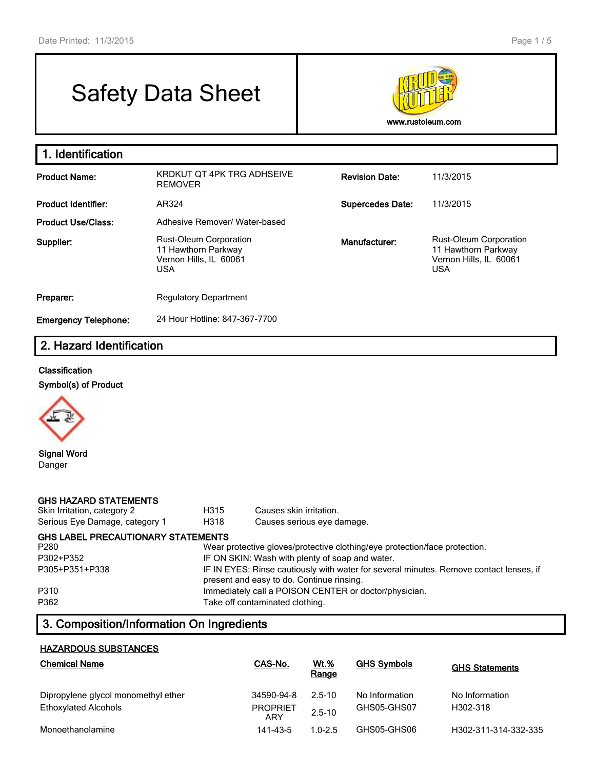# Safety Data Sheet

www.rustoleum.com

## 1. Identification

| | | | |
|---|---|---|---|
| **Product Name:** | KRDKUT QT 4PK TRG ADHSEIVE REMOVER | **Revision Date:** | 11/3/2015 |
| **Product Identifier:** | AR324 | **Supercedes Date:** | 11/3/2015 |
| **Product Use/Class:** | Adhesive Remover/ Water-based | | |
| **Supplier:** | Rust-Oleum Corporation<br>11 Hawthorn Parkway<br>Vernon Hills, IL 60061<br>USA | **Manufacturer:** | Rust-Oleum Corporation<br>11 Hawthorn Parkway<br>Vernon Hills, IL 60061<br>USA |
| **Preparer:** | Regulatory Department | | |
| **Emergency Telephone:** | 24 Hour Hotline: 847-367-7700 | | |

## 2. Hazard Identification

**Classification**

**Symbol(s) of Product**

**Signal Word**

Danger

**GHS HAZARD STATEMENTS**

| | | |
|---|---|---|
| Skin Irritation, category 2 | H315 | Causes skin irritation. |
| Serious Eye Damage, category 1 | H318 | Causes serious eye damage. |

**GHS LABEL PRECAUTIONARY STATEMENTS**

| | |
|---|---|
| P280 | Wear protective gloves/protective clothing/eye protection/face protection. |
| P302+P352 | IF ON SKIN: Wash with plenty of soap and water. |
| P305+P351+P338 | IF IN EYES: Rinse cautiously with water for several minutes. Remove contact lenses, if present and easy to do. Continue rinsing. |
| P310 | Immediately call a POISON CENTER or doctor/physician. |
| P362 | Take off contaminated clothing. |

## 3. Composition/Information On Ingredients

**HAZARDOUS SUBSTANCES**

| Chemical Name | CAS-No. | Wt.% Range | GHS Symbols | GHS Statements |
|---|---|---|---|---|
| Dipropylene glycol monomethyl ether | 34590-94-8 | 2.5-10 | No Information | No Information |
| Ethoxylated Alcohols | PROPRIETARY | 2.5-10 | GHS05-GHS07 | H302-318 |
| Monoethanolamine | 141-43-5 | 1.0-2.5 | GHS05-GHS06 | H302-311-314-332-335 |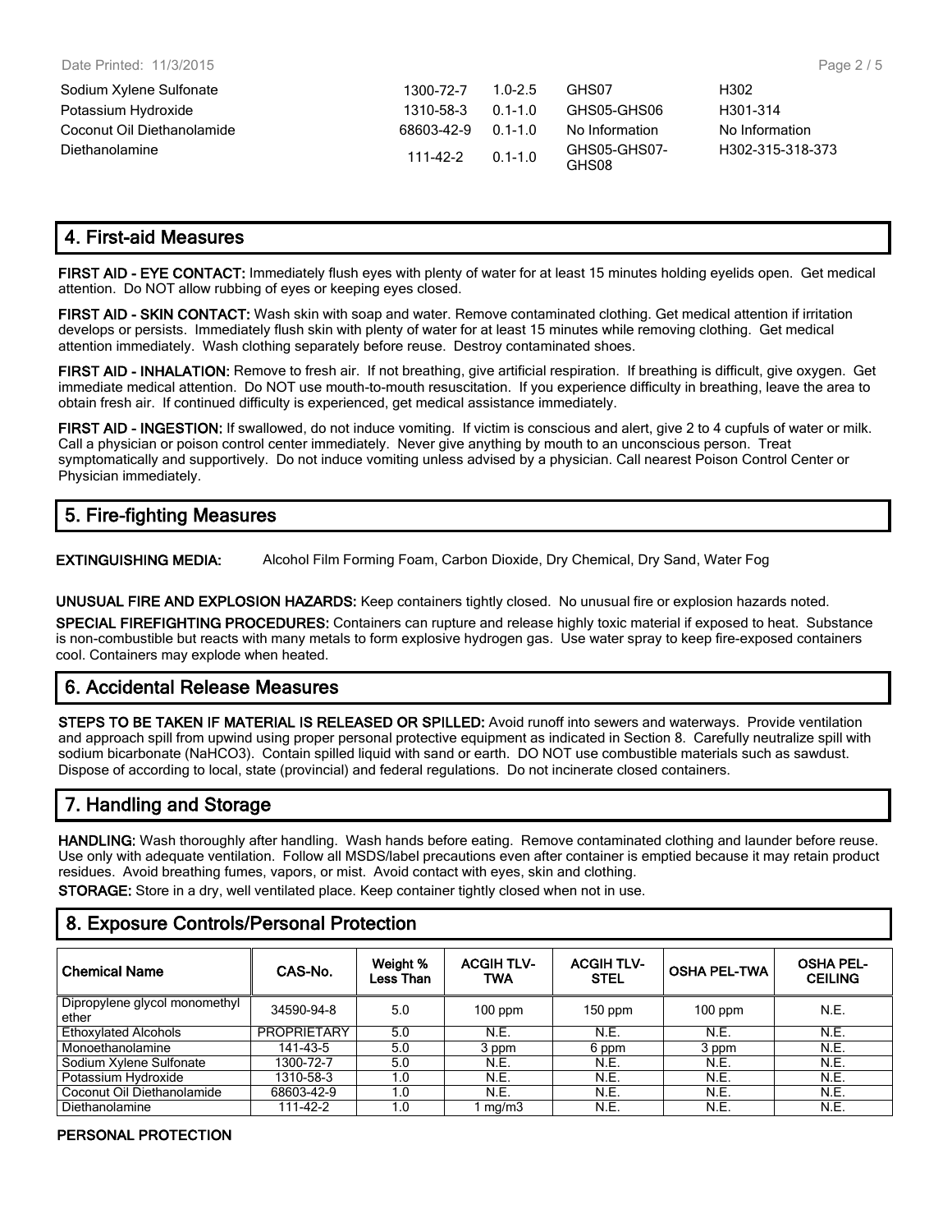| | | | | |
|---|---|---|---|---|
| Sodium Xylene Sulfonate | 1300-72-7 | 1.0-2.5 | GHS07 | H302 |
| Potassium Hydroxide | 1310-58-3 | 0.1-1.0 | GHS05-GHS06 | H301-314 |
| Coconut Oil Diethanolamide | 68603-42-9 | 0.1-1.0 | No Information | No Information |
| Diethanolamine | 111-42-2 | 0.1-1.0 | GHS05-GHS07-GHS08 | H302-315-318-373 |

## 4. First-aid Measures

**FIRST AID - EYE CONTACT:** Immediately flush eyes with plenty of water for at least 15 minutes holding eyelids open. Get medical attention. Do NOT allow rubbing of eyes or keeping eyes closed.

**FIRST AID - SKIN CONTACT:** Wash skin with soap and water. Remove contaminated clothing. Get medical attention if irritation develops or persists. Immediately flush skin with plenty of water for at least 15 minutes while removing clothing. Get medical attention immediately. Wash clothing separately before reuse. Destroy contaminated shoes.

**FIRST AID - INHALATION:** Remove to fresh air. If not breathing, give artificial respiration. If breathing is difficult, give oxygen. Get immediate medical attention. Do NOT use mouth-to-mouth resuscitation. If you experience difficulty in breathing, leave the area to obtain fresh air. If continued difficulty is experienced, get medical assistance immediately.

**FIRST AID - INGESTION:** If swallowed, do not induce vomiting. If victim is conscious and alert, give 2 to 4 cupfuls of water or milk. Call a physician or poison control center immediately. Never give anything by mouth to an unconscious person. Treat symptomatically and supportively. Do not induce vomiting unless advised by a physician. Call nearest Poison Control Center or Physician immediately.

## 5. Fire-fighting Measures

**EXTINGUISHING MEDIA:** Alcohol Film Forming Foam, Carbon Dioxide, Dry Chemical, Dry Sand, Water Fog

**UNUSUAL FIRE AND EXPLOSION HAZARDS:** Keep containers tightly closed. No unusual fire or explosion hazards noted.

**SPECIAL FIREFIGHTING PROCEDURES:** Containers can rupture and release highly toxic material if exposed to heat. Substance is non-combustible but reacts with many metals to form explosive hydrogen gas. Use water spray to keep fire-exposed containers cool. Containers may explode when heated.

## 6. Accidental Release Measures

**STEPS TO BE TAKEN IF MATERIAL IS RELEASED OR SPILLED:** Avoid runoff into sewers and waterways. Provide ventilation and approach spill from upwind using proper personal protective equipment as indicated in Section 8. Carefully neutralize spill with sodium bicarbonate ($NaHCO_3$). Contain spilled liquid with sand or earth. DO NOT use combustible materials such as sawdust. Dispose of according to local, state (provincial) and federal regulations. Do not incinerate closed containers.

## 7. Handling and Storage

**HANDLING:** Wash thoroughly after handling. Wash hands before eating. Remove contaminated clothing and launder before reuse. Use only with adequate ventilation. Follow all MSDS/label precautions even after container is emptied because it may retain product residues. Avoid breathing fumes, vapors, or mist. Avoid contact with eyes, skin and clothing.

**STORAGE:** Store in a dry, well ventilated place. Keep container tightly closed when not in use.

## 8. Exposure Controls/Personal Protection

| Chemical Name | CAS-No. | Weight % Less Than | ACGIH TLV-TWA | ACGIH TLV-STEL | OSHA PEL-TWA | OSHA PEL-CEILING |
|---|---|---|---|---|---|---|
| Dipropylene glycol monomethyl ether | 34590-94-8 | 5.0 | 100 ppm | 150 ppm | 100 ppm | N.E. |
| Ethoxylated Alcohols | PROPRIETARY | 5.0 | N.E. | N.E. | N.E. | N.E. |
| Monoethanolamine | 141-43-5 | 5.0 | 3 ppm | 6 ppm | 3 ppm | N.E. |
| Sodium Xylene Sulfonate | 1300-72-7 | 5.0 | N.E. | N.E. | N.E. | N.E. |
| Potassium Hydroxide | 1310-58-3 | 1.0 | N.E. | N.E. | N.E. | N.E. |
| Coconut Oil Diethanolamide | 68603-42-9 | 1.0 | N.E. | N.E. | N.E. | N.E. |
| Diethanolamine | 111-42-2 | 1.0 | 1 mg/m3 | N.E. | N.E. | N.E. |

**PERSONAL PROTECTION**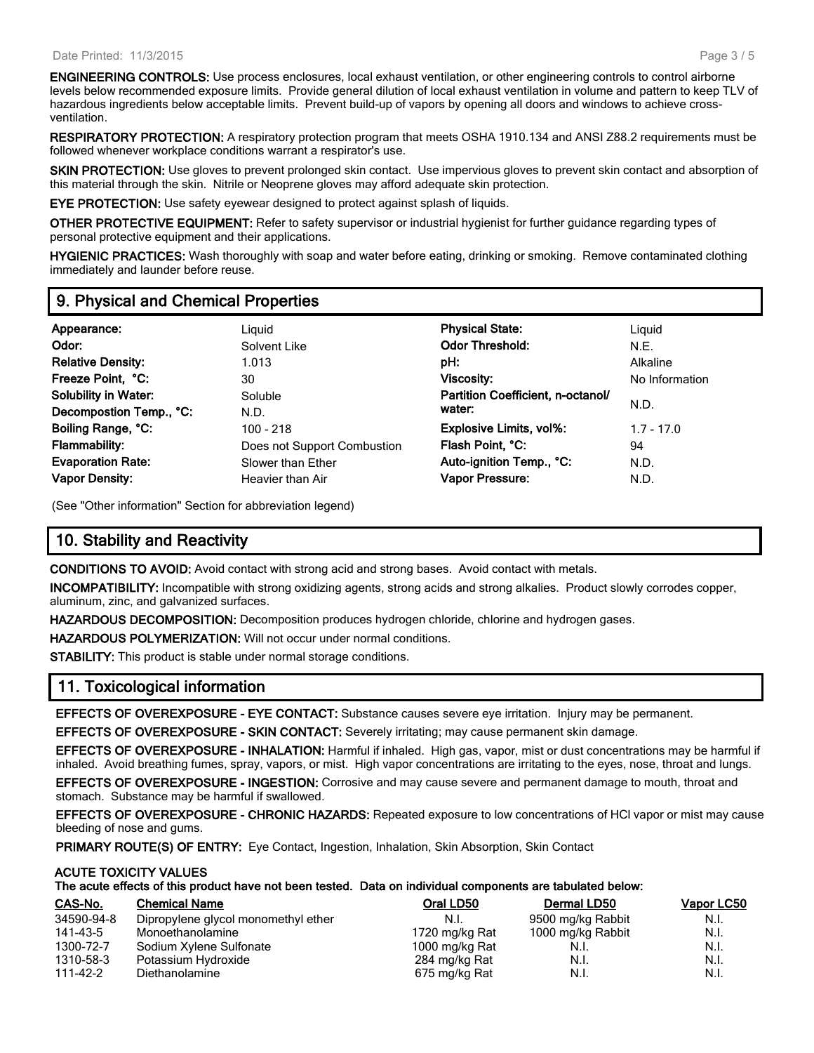**ENGINEERING CONTROLS:** Use process enclosures, local exhaust ventilation, or other engineering controls to control airborne levels below recommended exposure limits. Provide general dilution of local exhaust ventilation in volume and pattern to keep TLV of hazardous ingredients below acceptable limits. Prevent build-up of vapors by opening all doors and windows to achieve cross-ventilation.

**RESPIRATORY PROTECTION:** A respiratory protection program that meets OSHA 1910.134 and ANSI Z88.2 requirements must be followed whenever workplace conditions warrant a respirator's use.

**SKIN PROTECTION:** Use gloves to prevent prolonged skin contact. Use impervious gloves to prevent skin contact and absorption of this material through the skin. Nitrile or Neoprene gloves may afford adequate skin protection.

**EYE PROTECTION:** Use safety eyewear designed to protect against splash of liquids.

**OTHER PROTECTIVE EQUIPMENT:** Refer to safety supervisor or industrial hygienist for further guidance regarding types of personal protective equipment and their applications.

**HYGIENIC PRACTICES:** Wash thoroughly with soap and water before eating, drinking or smoking. Remove contaminated clothing immediately and launder before reuse.

## 9. Physical and Chemical Properties

| | | | |
|---|---|---|---|
| **Appearance:** | Liquid | **Physical State:** | Liquid |
| **Odor:** | Solvent Like | **Odor Threshold:** | N.E. |
| **Relative Density:** | 1.013 | **pH:** | Alkaline |
| **Freeze Point, °C:** | 30 | **Viscosity:** | No Information |
| **Solubility in Water:** | Soluble | **Partition Coefficient, n-octanol/ water:** | N.D. |
| **Decompostion Temp., °C:** | N.D. | | |
| **Boiling Range, °C:** | 100 - 218 | **Explosive Limits, vol%:** | 1.7 - 17.0 |
| **Flammability:** | Does not Support Combustion | **Flash Point, °C:** | 94 |
| **Evaporation Rate:** | Slower than Ether | **Auto-ignition Temp., °C:** | N.D. |
| **Vapor Density:** | Heavier than Air | **Vapor Pressure:** | N.D. |

(See "Other information" Section for abbreviation legend)

## 10. Stability and Reactivity

**CONDITIONS TO AVOID:** Avoid contact with strong acid and strong bases. Avoid contact with metals.

**INCOMPATIBILITY:** Incompatible with strong oxidizing agents, strong acids and strong alkalies. Product slowly corrodes copper, aluminum, zinc, and galvanized surfaces.

**HAZARDOUS DECOMPOSITION:** Decomposition produces hydrogen chloride, chlorine and hydrogen gases.

**HAZARDOUS POLYMERIZATION:** Will not occur under normal conditions.

**STABILITY:** This product is stable under normal storage conditions.

## 11. Toxicological information

**EFFECTS OF OVEREXPOSURE - EYE CONTACT:** Substance causes severe eye irritation. Injury may be permanent.

**EFFECTS OF OVEREXPOSURE - SKIN CONTACT:** Severely irritating; may cause permanent skin damage.

**EFFECTS OF OVEREXPOSURE - INHALATION:** Harmful if inhaled. High gas, vapor, mist or dust concentrations may be harmful if inhaled. Avoid breathing fumes, spray, vapors, or mist. High vapor concentrations are irritating to the eyes, nose, throat and lungs.

**EFFECTS OF OVEREXPOSURE - INGESTION:** Corrosive and may cause severe and permanent damage to mouth, throat and stomach. Substance may be harmful if swallowed.

**EFFECTS OF OVEREXPOSURE - CHRONIC HAZARDS:** Repeated exposure to low concentrations of HCl vapor or mist may cause bleeding of nose and gums.

**PRIMARY ROUTE(S) OF ENTRY:** Eye Contact, Ingestion, Inhalation, Skin Absorption, Skin Contact

**ACUTE TOXICITY VALUES**

**The acute effects of this product have not been tested. Data on individual components are tabulated below:**

| CAS-No. | Chemical Name | Oral LD50 | Dermal LD50 | Vapor LC50 |
|---|---|---|---|---|
| 34590-94-8 | Dipropylene glycol monomethyl ether | N.I. | 9500 mg/kg Rabbit | N.I. |
| 141-43-5 | Monoethanolamine | 1720 mg/kg Rat | 1000 mg/kg Rabbit | N.I. |
| 1300-72-7 | Sodium Xylene Sulfonate | 1000 mg/kg Rat | N.I. | N.I. |
| 1310-58-3 | Potassium Hydroxide | 284 mg/kg Rat | N.I. | N.I. |
| 111-42-2 | Diethanolamine | 675 mg/kg Rat | N.I. | N.I. |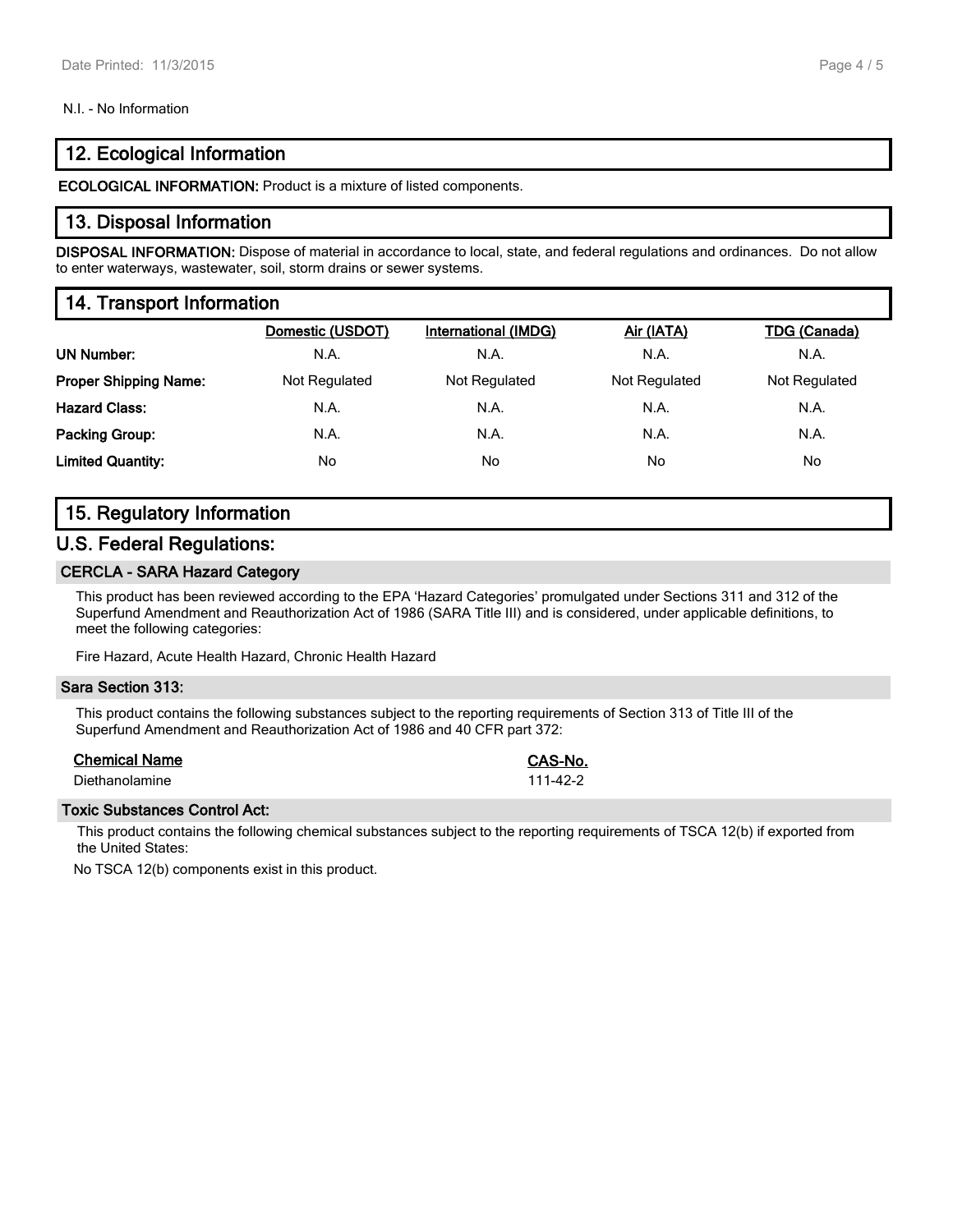N.I. - No Information

## 12. Ecological Information

**ECOLOGICAL INFORMATION:** Product is a mixture of listed components.

## 13. Disposal Information

**DISPOSAL INFORMATION:** Dispose of material in accordance to local, state, and federal regulations and ordinances. Do not allow to enter waterways, wastewater, soil, storm drains or sewer systems.

## 14. Transport Information

| | Domestic (USDOT) | International (IMDG) | Air (IATA) | TDG (Canada) |
|---|---|---|---|---|
| **UN Number:** | N.A. | N.A. | N.A. | N.A. |
| **Proper Shipping Name:** | Not Regulated | Not Regulated | Not Regulated | Not Regulated |
| **Hazard Class:** | N.A. | N.A. | N.A. | N.A. |
| **Packing Group:** | N.A. | N.A. | N.A. | N.A. |
| **Limited Quantity:** | No | No | No | No |

## 15. Regulatory Information

## U.S. Federal Regulations:

### CERCLA - SARA Hazard Category

This product has been reviewed according to the EPA 'Hazard Categories' promulgated under Sections 311 and 312 of the Superfund Amendment and Reauthorization Act of 1986 (SARA Title III) and is considered, under applicable definitions, to meet the following categories:

Fire Hazard, Acute Health Hazard, Chronic Health Hazard

### Sara Section 313:

This product contains the following substances subject to the reporting requirements of Section 313 of Title III of the Superfund Amendment and Reauthorization Act of 1986 and 40 CFR part 372:

| Chemical Name | CAS-No. |
|---|---|
| Diethanolamine | 111-42-2 |

### Toxic Substances Control Act:

This product contains the following chemical substances subject to the reporting requirements of TSCA 12(b) if exported from the United States:

No TSCA 12(b) components exist in this product.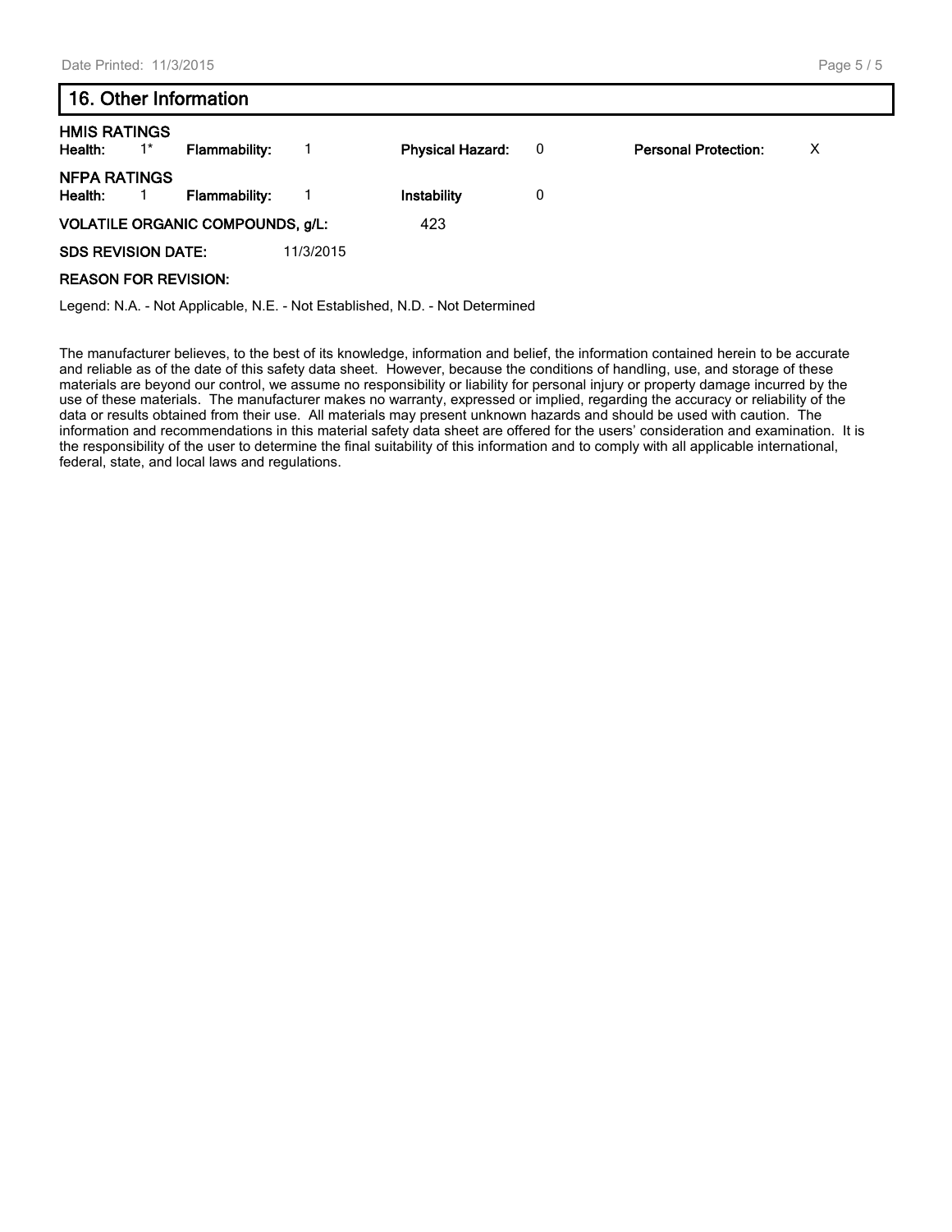## 16. Other Information

**HMIS RATINGS**

| | | | | | | | |
|---|---|---|---|---|---|---|---|
| **Health:** | 1* | **Flammability:** | 1 | **Physical Hazard:** | 0 | **Personal Protection:** | X |

**NFPA RATINGS**

| | | | | | |
|---|---|---|---|---|---|
| **Health:** | 1 | **Flammability:** | 1 | **Instability** | 0 |

**VOLATILE ORGANIC COMPOUNDS, g/L:** 423

**SDS REVISION DATE:** 11/3/2015

**REASON FOR REVISION:**

Legend: N.A. - Not Applicable, N.E. - Not Established, N.D. - Not Determined

The manufacturer believes, to the best of its knowledge, information and belief, the information contained herein to be accurate and reliable as of the date of this safety data sheet. However, because the conditions of handling, use, and storage of these materials are beyond our control, we assume no responsibility or liability for personal injury or property damage incurred by the use of these materials. The manufacturer makes no warranty, expressed or implied, regarding the accuracy or reliability of the data or results obtained from their use. All materials may present unknown hazards and should be used with caution. The information and recommendations in this material safety data sheet are offered for the users' consideration and examination. It is the responsibility of the user to determine the final suitability of this information and to comply with all applicable international, federal, state, and local laws and regulations.